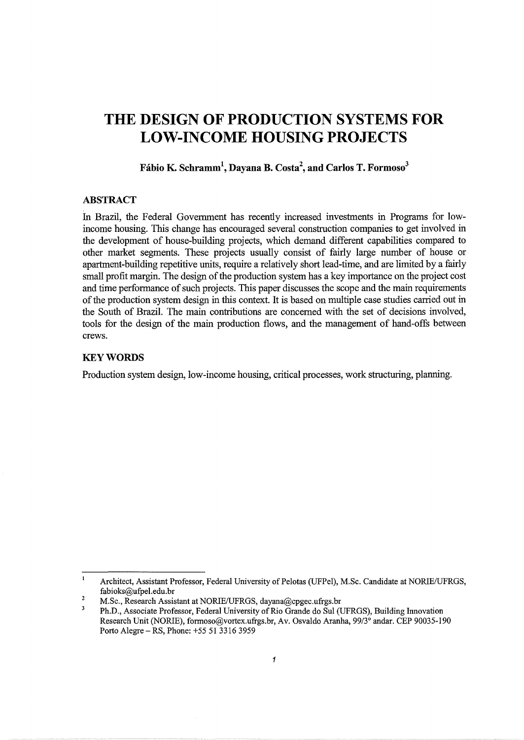# THE DESIGN OF PRODUCTION SYSTEMS FOR LOW-INCOME HOUSING PROJECTS

**Fábio K. Schramm[1], Dayana B. Costa[2], and Carlos T. Formoso[3]**

## ABSTRACT

In Brazil, the Federal Government has recently increased investments in Programs for low-income housing. This change has encouraged several construction companies to get involved in the development of house-building projects, which demand different capabilities compared to other market segments. These projects usually consist of fairly large number of house or apartment-building repetitive units, require a relatively short lead-time, and are limited by a fairly small profit margin. The design of the production system has a key importance on the project cost and time performance of such projects. This paper discusses the scope and the main requirements of the production system design in this context. It is based on multiple case studies carried out in the South of Brazil. The main contributions are concerned with the set of decisions involved, tools for the design of the main production flows, and the management of hand-offs between crews.

## KEY WORDS

Production system design, low-income housing, critical processes, work structuring, planning.

---

[1] Architect, Assistant Professor, Federal University of Pelotas (UFPel), M.Sc. Candidate at NORIE/UFRGS, fabioks@ufpel.edu.br

[2] M.Sc., Research Assistant at NORIE/UFRGS, dayana@cpgec.ufrgs.br

[3] Ph.D., Associate Professor, Federal University of Rio Grande do Sul (UFRGS), Building Innovation Research Unit (NORIE), formoso@vortex.ufrgs.br, Av. Osvaldo Aranha, 99/3° andar. CEP 90035-190 Porto Alegre – RS, Phone: +55 51 3316 3959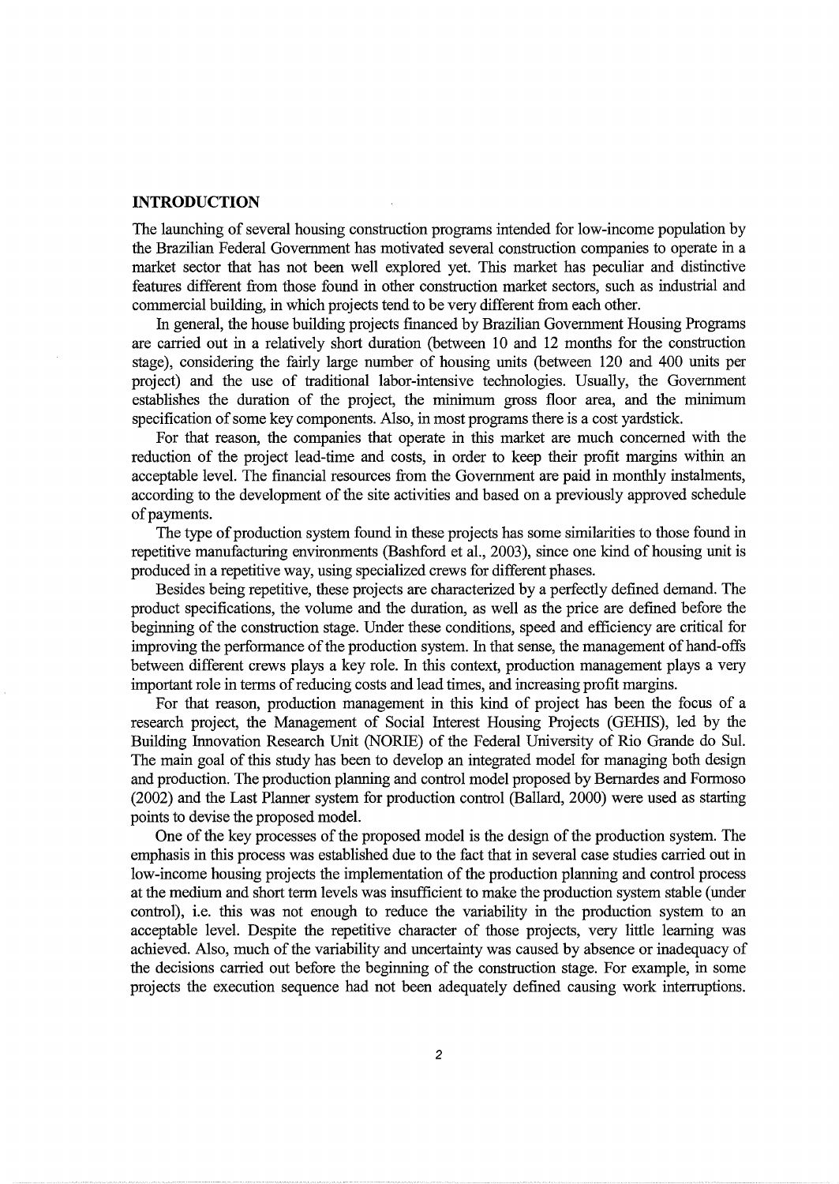## INTRODUCTION

The launching of several housing construction programs intended for low-income population by the Brazilian Federal Government has motivated several construction companies to operate in a market sector that has not been well explored yet. This market has peculiar and distinctive features different from those found in other construction market sectors, such as industrial and commercial building, in which projects tend to be very different from each other.

In general, the house building projects financed by Brazilian Government Housing Programs are carried out in a relatively short duration (between 10 and 12 months for the construction stage), considering the fairly large number of housing units (between 120 and 400 units per project) and the use of traditional labor-intensive technologies. Usually, the Government establishes the duration of the project, the minimum gross floor area, and the minimum specification of some key components. Also, in most programs there is a cost yardstick.

For that reason, the companies that operate in this market are much concerned with the reduction of the project lead-time and costs, in order to keep their profit margins within an acceptable level. The financial resources from the Government are paid in monthly instalments, according to the development of the site activities and based on a previously approved schedule of payments.

The type of production system found in these projects has some similarities to those found in repetitive manufacturing environments (Bashford et al., 2003), since one kind of housing unit is produced in a repetitive way, using specialized crews for different phases.

Besides being repetitive, these projects are characterized by a perfectly defined demand. The product specifications, the volume and the duration, as well as the price are defined before the beginning of the construction stage. Under these conditions, speed and efficiency are critical for improving the performance of the production system. In that sense, the management of hand-offs between different crews plays a key role. In this context, production management plays a very important role in terms of reducing costs and lead times, and increasing profit margins.

For that reason, production management in this kind of project has been the focus of a research project, the Management of Social Interest Housing Projects (GEHIS), led by the Building Innovation Research Unit (NORIE) of the Federal University of Rio Grande do Sul. The main goal of this study has been to develop an integrated model for managing both design and production. The production planning and control model proposed by Bernardes and Formoso (2002) and the Last Planner system for production control (Ballard, 2000) were used as starting points to devise the proposed model.

One of the key processes of the proposed model is the design of the production system. The emphasis in this process was established due to the fact that in several case studies carried out in low-income housing projects the implementation of the production planning and control process at the medium and short term levels was insufficient to make the production system stable (under control), i.e. this was not enough to reduce the variability in the production system to an acceptable level. Despite the repetitive character of those projects, very little learning was achieved. Also, much of the variability and uncertainty was caused by absence or inadequacy of the decisions carried out before the beginning of the construction stage. For example, in some projects the execution sequence had not been adequately defined causing work interruptions.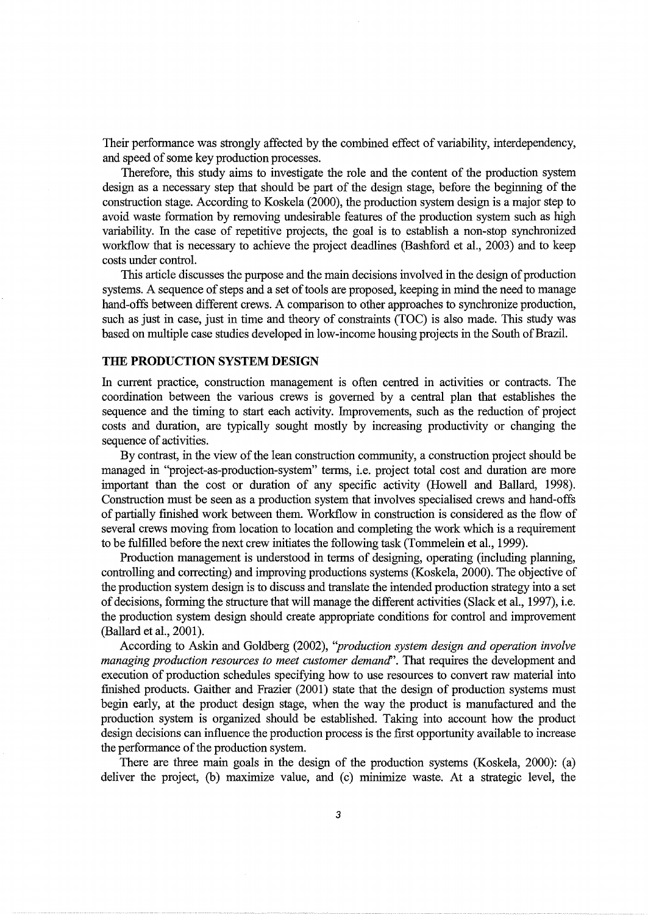Their performance was strongly affected by the combined effect of variability, interdependency, and speed of some key production processes.

Therefore, this study aims to investigate the role and the content of the production system design as a necessary step that should be part of the design stage, before the beginning of the construction stage. According to Koskela (2000), the production system design is a major step to avoid waste formation by removing undesirable features of the production system such as high variability. In the case of repetitive projects, the goal is to establish a non-stop synchronized workflow that is necessary to achieve the project deadlines (Bashford et al., 2003) and to keep costs under control.

This article discusses the purpose and the main decisions involved in the design of production systems. A sequence of steps and a set of tools are proposed, keeping in mind the need to manage hand-offs between different crews. A comparison to other approaches to synchronize production, such as just in case, just in time and theory of constraints (TOC) is also made. This study was based on multiple case studies developed in low-income housing projects in the South of Brazil.

## THE PRODUCTION SYSTEM DESIGN

In current practice, construction management is often centred in activities or contracts. The coordination between the various crews is governed by a central plan that establishes the sequence and the timing to start each activity. Improvements, such as the reduction of project costs and duration, are typically sought mostly by increasing productivity or changing the sequence of activities.

By contrast, in the view of the lean construction community, a construction project should be managed in "project-as-production-system" terms, i.e. project total cost and duration are more important than the cost or duration of any specific activity (Howell and Ballard, 1998). Construction must be seen as a production system that involves specialised crews and hand-offs of partially finished work between them. Workflow in construction is considered as the flow of several crews moving from location to location and completing the work which is a requirement to be fulfilled before the next crew initiates the following task (Tommelein et al., 1999).

Production management is understood in terms of designing, operating (including planning, controlling and correcting) and improving productions systems (Koskela, 2000). The objective of the production system design is to discuss and translate the intended production strategy into a set of decisions, forming the structure that will manage the different activities (Slack et al., 1997), i.e. the production system design should create appropriate conditions for control and improvement (Ballard et al., 2001).

According to Askin and Goldberg (2002), *"production system design and operation involve managing production resources to meet customer demand"*. That requires the development and execution of production schedules specifying how to use resources to convert raw material into finished products. Gaither and Frazier (2001) state that the design of production systems must begin early, at the product design stage, when the way the product is manufactured and the production system is organized should be established. Taking into account how the product design decisions can influence the production process is the first opportunity available to increase the performance of the production system.

There are three main goals in the design of the production systems (Koskela, 2000): (a) deliver the project, (b) maximize value, and (c) minimize waste. At a strategic level, the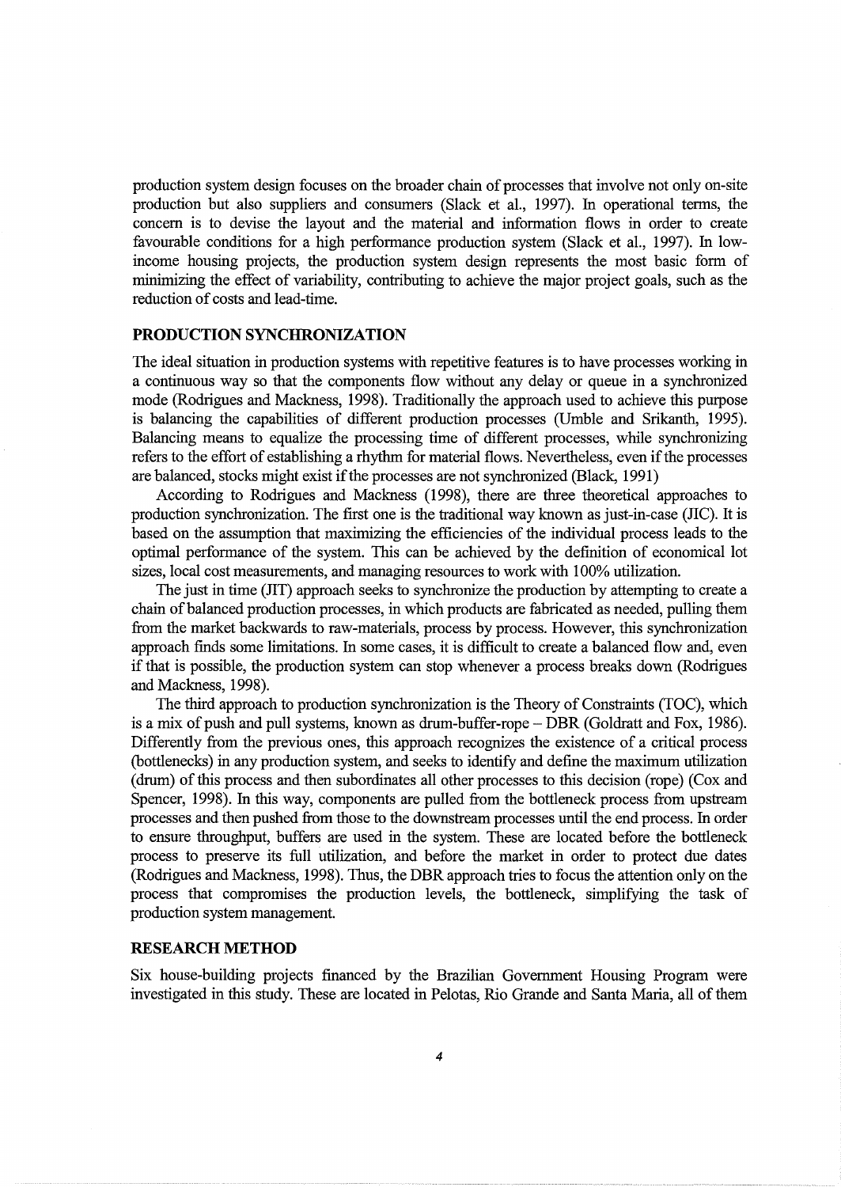production system design focuses on the broader chain of processes that involve not only on-site production but also suppliers and consumers (Slack et al., 1997). In operational terms, the concern is to devise the layout and the material and information flows in order to create favourable conditions for a high performance production system (Slack et al., 1997). In low-income housing projects, the production system design represents the most basic form of minimizing the effect of variability, contributing to achieve the major project goals, such as the reduction of costs and lead-time.

## PRODUCTION SYNCHRONIZATION

The ideal situation in production systems with repetitive features is to have processes working in a continuous way so that the components flow without any delay or queue in a synchronized mode (Rodrigues and Mackness, 1998). Traditionally the approach used to achieve this purpose is balancing the capabilities of different production processes (Umble and Srikanth, 1995). Balancing means to equalize the processing time of different processes, while synchronizing refers to the effort of establishing a rhythm for material flows. Nevertheless, even if the processes are balanced, stocks might exist if the processes are not synchronized (Black, 1991)

According to Rodrigues and Mackness (1998), there are three theoretical approaches to production synchronization. The first one is the traditional way known as just-in-case (JIC). It is based on the assumption that maximizing the efficiencies of the individual process leads to the optimal performance of the system. This can be achieved by the definition of economical lot sizes, local cost measurements, and managing resources to work with 100% utilization.

The just in time (JIT) approach seeks to synchronize the production by attempting to create a chain of balanced production processes, in which products are fabricated as needed, pulling them from the market backwards to raw-materials, process by process. However, this synchronization approach finds some limitations. In some cases, it is difficult to create a balanced flow and, even if that is possible, the production system can stop whenever a process breaks down (Rodrigues and Mackness, 1998).

The third approach to production synchronization is the Theory of Constraints (TOC), which is a mix of push and pull systems, known as drum-buffer-rope – DBR (Goldratt and Fox, 1986). Differently from the previous ones, this approach recognizes the existence of a critical process (bottlenecks) in any production system, and seeks to identify and define the maximum utilization (drum) of this process and then subordinates all other processes to this decision (rope) (Cox and Spencer, 1998). In this way, components are pulled from the bottleneck process from upstream processes and then pushed from those to the downstream processes until the end process. In order to ensure throughput, buffers are used in the system. These are located before the bottleneck process to preserve its full utilization, and before the market in order to protect due dates (Rodrigues and Mackness, 1998). Thus, the DBR approach tries to focus the attention only on the process that compromises the production levels, the bottleneck, simplifying the task of production system management.

## RESEARCH METHOD

Six house-building projects financed by the Brazilian Government Housing Program were investigated in this study. These are located in Pelotas, Rio Grande and Santa Maria, all of them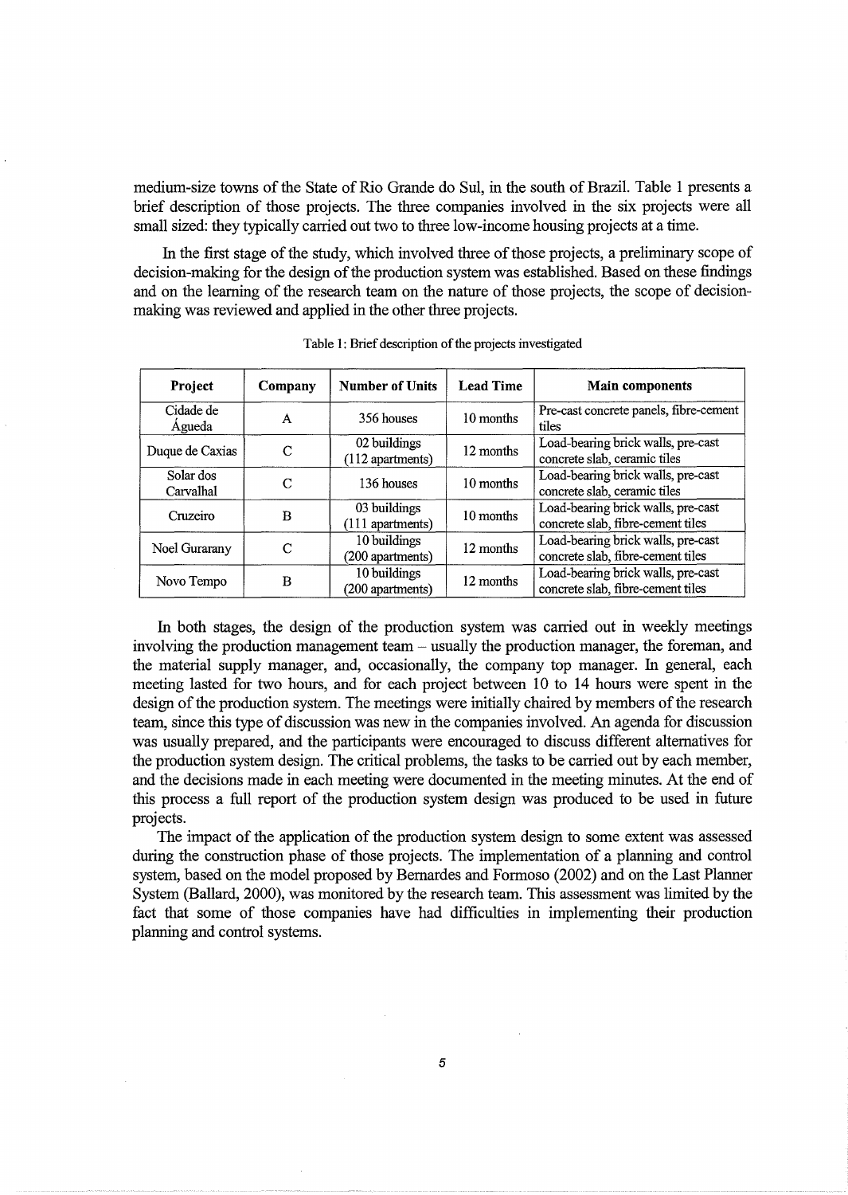medium-size towns of the State of Rio Grande do Sul, in the south of Brazil. Table 1 presents a brief description of those projects. The three companies involved in the six projects were all small sized: they typically carried out two to three low-income housing projects at a time.

In the first stage of the study, which involved three of those projects, a preliminary scope of decision-making for the design of the production system was established. Based on these findings and on the learning of the research team on the nature of those projects, the scope of decision-making was reviewed and applied in the other three projects.

Table 1: Brief description of the projects investigated

| Project | Company | Number of Units | Lead Time | Main components |
|---|---|---|---|---|
| Cidade de Águeda | A | 356 houses | 10 months | Pre-cast concrete panels, fibre-cement tiles |
| Duque de Caxias | C | 02 buildings (112 apartments) | 12 months | Load-bearing brick walls, pre-cast concrete slab, ceramic tiles |
| Solar dos Carvalhal | C | 136 houses | 10 months | Load-bearing brick walls, pre-cast concrete slab, ceramic tiles |
| Cruzeiro | B | 03 buildings (111 apartments) | 10 months | Load-bearing brick walls, pre-cast concrete slab, fibre-cement tiles |
| Noel Gurarany | C | 10 buildings (200 apartments) | 12 months | Load-bearing brick walls, pre-cast concrete slab, fibre-cement tiles |
| Novo Tempo | B | 10 buildings (200 apartments) | 12 months | Load-bearing brick walls, pre-cast concrete slab, fibre-cement tiles |

In both stages, the design of the production system was carried out in weekly meetings involving the production management team – usually the production manager, the foreman, and the material supply manager, and, occasionally, the company top manager. In general, each meeting lasted for two hours, and for each project between 10 to 14 hours were spent in the design of the production system. The meetings were initially chaired by members of the research team, since this type of discussion was new in the companies involved. An agenda for discussion was usually prepared, and the participants were encouraged to discuss different alternatives for the production system design. The critical problems, the tasks to be carried out by each member, and the decisions made in each meeting were documented in the meeting minutes. At the end of this process a full report of the production system design was produced to be used in future projects.

The impact of the application of the production system design to some extent was assessed during the construction phase of those projects. The implementation of a planning and control system, based on the model proposed by Bernardes and Formoso (2002) and on the Last Planner System (Ballard, 2000), was monitored by the research team. This assessment was limited by the fact that some of those companies have had difficulties in implementing their production planning and control systems.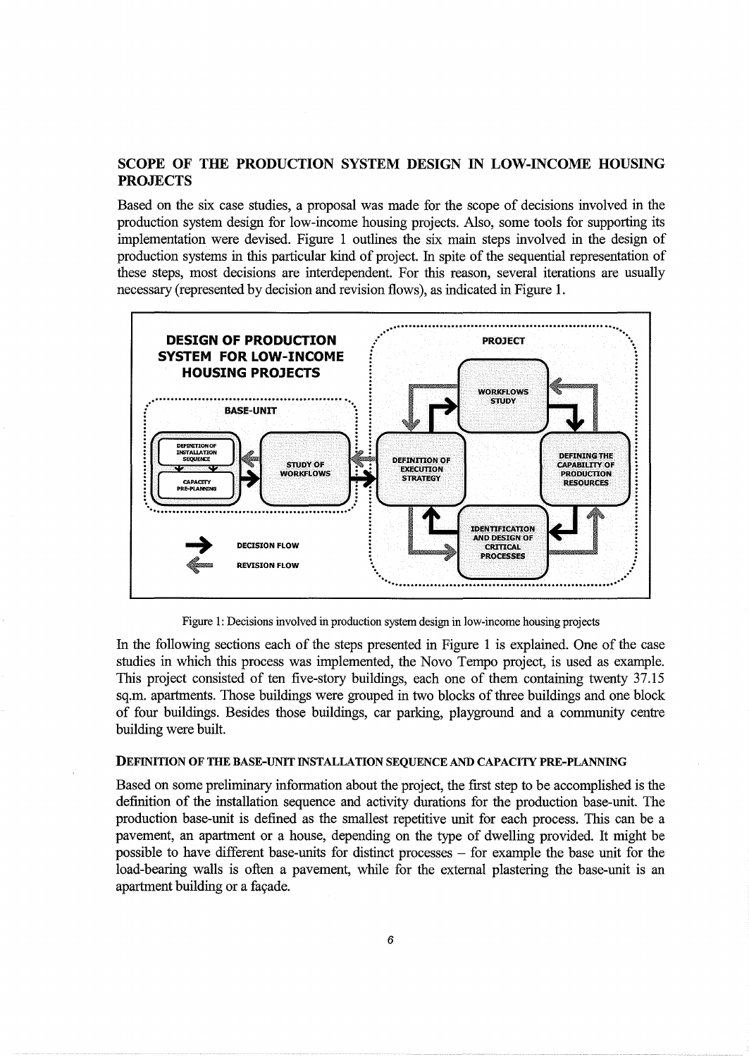## SCOPE OF THE PRODUCTION SYSTEM DESIGN IN LOW-INCOME HOUSING PROJECTS

Based on the six case studies, a proposal was made for the scope of decisions involved in the production system design for low-income housing projects. Also, some tools for supporting its implementation were devised. Figure 1 outlines the six main steps involved in the design of production systems in this particular kind of project. In spite of the sequential representation of these steps, most decisions are interdependent. For this reason, several iterations are usually necessary (represented by decision and revision flows), as indicated in Figure 1.

Figure 1: Decisions involved in production system design in low-income housing projects

In the following sections each of the steps presented in Figure 1 is explained. One of the case studies in which this process was implemented, the Novo Tempo project, is used as example. This project consisted of ten five-story buildings, each one of them containing twenty 37.15 sq.m. apartments. Those buildings were grouped in two blocks of three buildings and one block of four buildings. Besides those buildings, car parking, playground and a community centre building were built.

### DEFINITION OF THE BASE-UNIT INSTALLATION SEQUENCE AND CAPACITY PRE-PLANNING

Based on some preliminary information about the project, the first step to be accomplished is the definition of the installation sequence and activity durations for the production base-unit. The production base-unit is defined as the smallest repetitive unit for each process. This can be a pavement, an apartment or a house, depending on the type of dwelling provided. It might be possible to have different base-units for distinct processes – for example the base unit for the load-bearing walls is often a pavement, while for the external plastering the base-unit is an apartment building or a façade.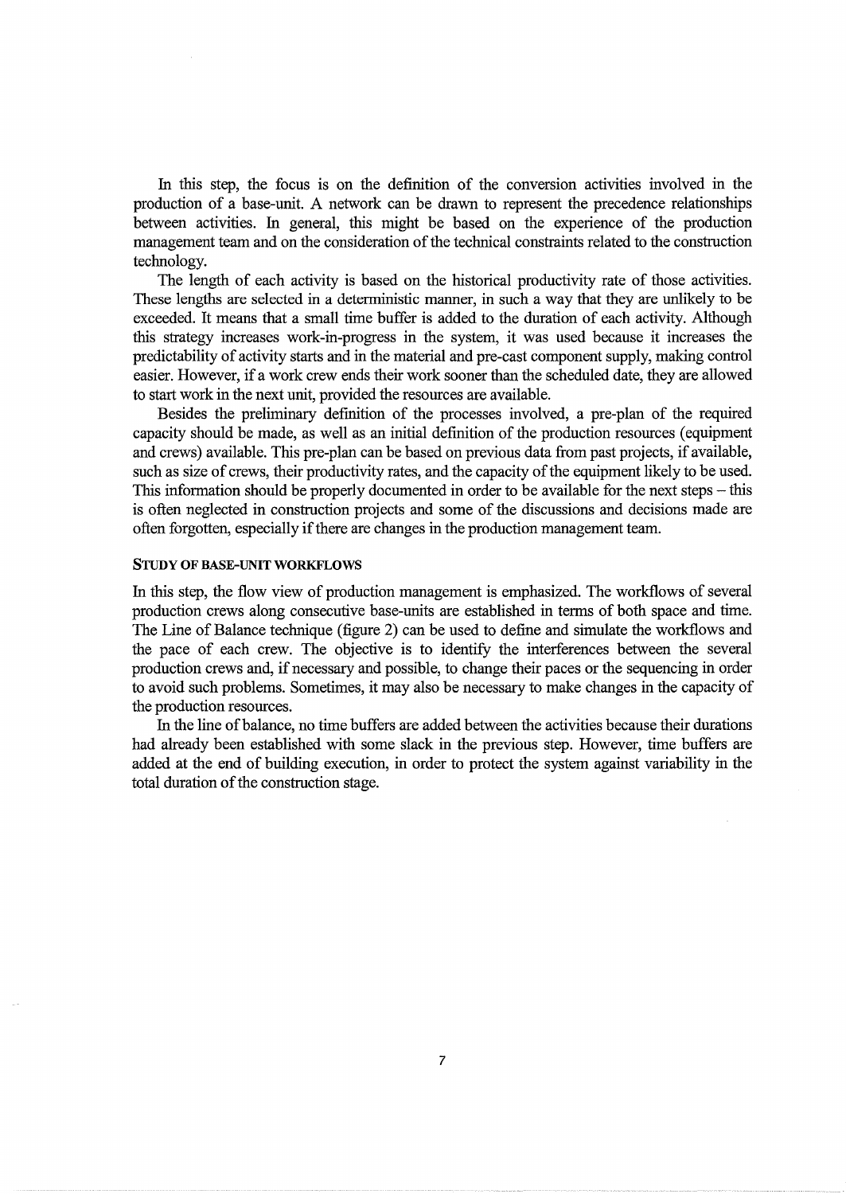In this step, the focus is on the definition of the conversion activities involved in the production of a base-unit. A network can be drawn to represent the precedence relationships between activities. In general, this might be based on the experience of the production management team and on the consideration of the technical constraints related to the construction technology.

The length of each activity is based on the historical productivity rate of those activities. These lengths are selected in a deterministic manner, in such a way that they are unlikely to be exceeded. It means that a small time buffer is added to the duration of each activity. Although this strategy increases work-in-progress in the system, it was used because it increases the predictability of activity starts and in the material and pre-cast component supply, making control easier. However, if a work crew ends their work sooner than the scheduled date, they are allowed to start work in the next unit, provided the resources are available.

Besides the preliminary definition of the processes involved, a pre-plan of the required capacity should be made, as well as an initial definition of the production resources (equipment and crews) available. This pre-plan can be based on previous data from past projects, if available, such as size of crews, their productivity rates, and the capacity of the equipment likely to be used. This information should be properly documented in order to be available for the next steps – this is often neglected in construction projects and some of the discussions and decisions made are often forgotten, especially if there are changes in the production management team.

### STUDY OF BASE-UNIT WORKFLOWS

In this step, the flow view of production management is emphasized. The workflows of several production crews along consecutive base-units are established in terms of both space and time. The Line of Balance technique (figure 2) can be used to define and simulate the workflows and the pace of each crew. The objective is to identify the interferences between the several production crews and, if necessary and possible, to change their paces or the sequencing in order to avoid such problems. Sometimes, it may also be necessary to make changes in the capacity of the production resources.

In the line of balance, no time buffers are added between the activities because their durations had already been established with some slack in the previous step. However, time buffers are added at the end of building execution, in order to protect the system against variability in the total duration of the construction stage.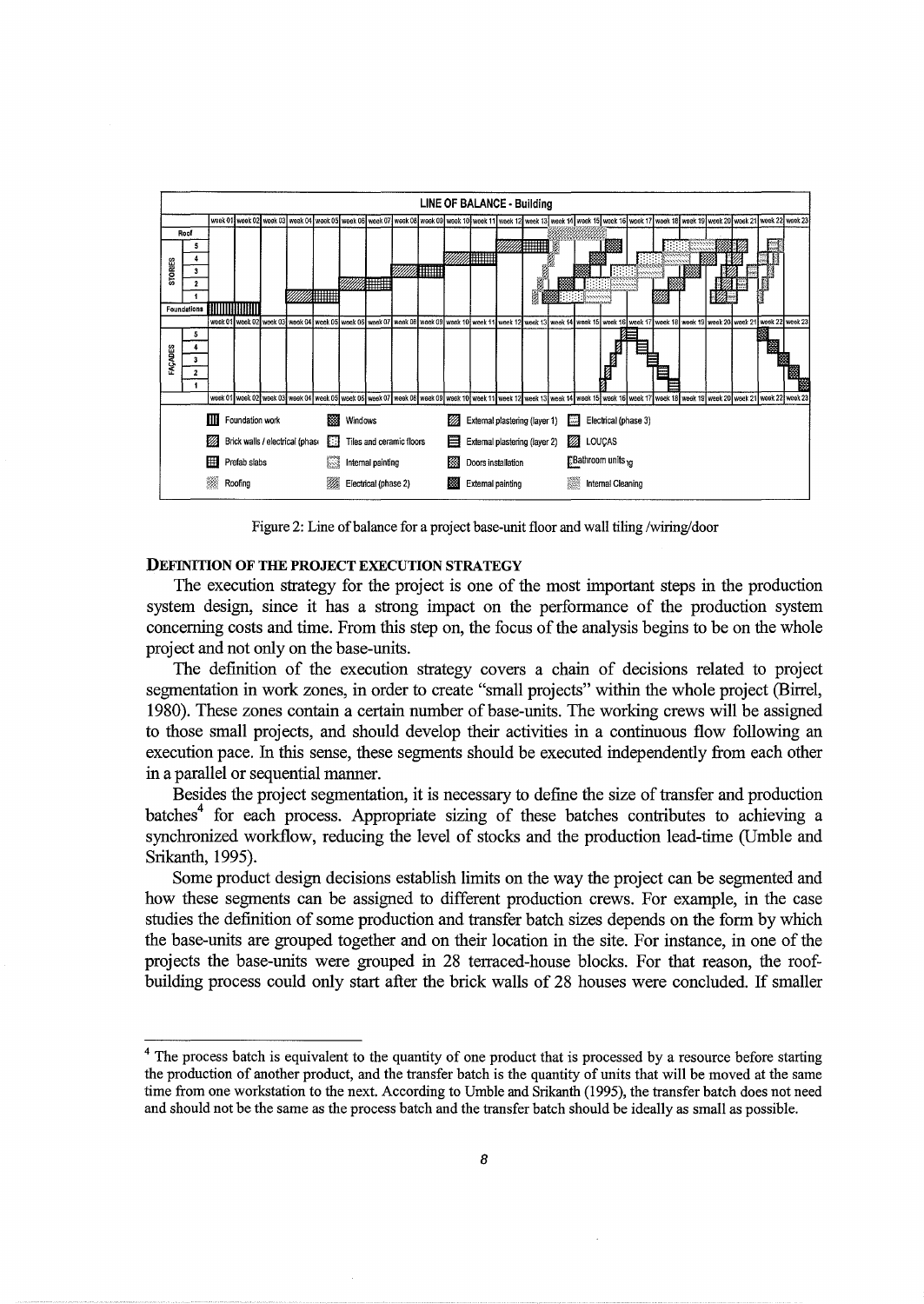Figure 2: Line of balance for a project base-unit floor and wall tiling /wiring/door

## DEFINITION OF THE PROJECT EXECUTION STRATEGY

The execution strategy for the project is one of the most important steps in the production system design, since it has a strong impact on the performance of the production system concerning costs and time. From this step on, the focus of the analysis begins to be on the whole project and not only on the base-units.

The definition of the execution strategy covers a chain of decisions related to project segmentation in work zones, in order to create "small projects" within the whole project (Birrel, 1980). These zones contain a certain number of base-units. The working crews will be assigned to those small projects, and should develop their activities in a continuous flow following an execution pace. In this sense, these segments should be executed independently from each other in a parallel or sequential manner.

Besides the project segmentation, it is necessary to define the size of transfer and production batches[4] for each process. Appropriate sizing of these batches contributes to achieving a synchronized workflow, reducing the level of stocks and the production lead-time (Umble and Srikanth, 1995).

Some product design decisions establish limits on the way the project can be segmented and how these segments can be assigned to different production crews. For example, in the case studies the definition of some production and transfer batch sizes depends on the form by which the base-units are grouped together and on their location in the site. For instance, in one of the projects the base-units were grouped in 28 terraced-house blocks. For that reason, the roof-building process could only start after the brick walls of 28 houses were concluded. If smaller

---

[4] The process batch is equivalent to the quantity of one product that is processed by a resource before starting the production of another product, and the transfer batch is the quantity of units that will be moved at the same time from one workstation to the next. According to Umble and Srikanth (1995), the transfer batch does not need and should not be the same as the process batch and the transfer batch should be ideally as small as possible.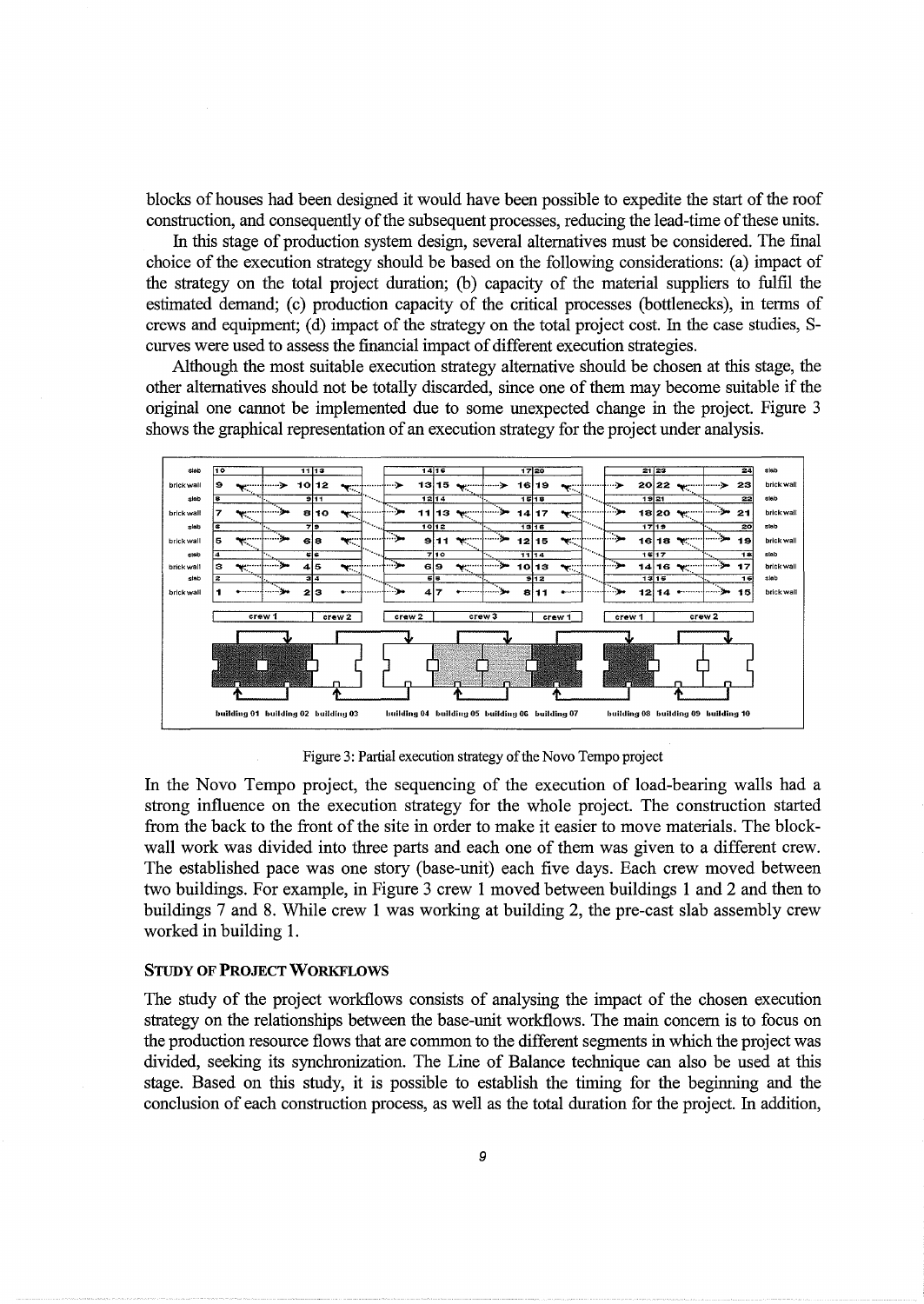blocks of houses had been designed it would have been possible to expedite the start of the roof construction, and consequently of the subsequent processes, reducing the lead-time of these units.

In this stage of production system design, several alternatives must be considered. The final choice of the execution strategy should be based on the following considerations: (a) impact of the strategy on the total project duration; (b) capacity of the material suppliers to fulfil the estimated demand; (c) production capacity of the critical processes (bottlenecks), in terms of crews and equipment; (d) impact of the strategy on the total project cost. In the case studies, S-curves were used to assess the financial impact of different execution strategies.

Although the most suitable execution strategy alternative should be chosen at this stage, the other alternatives should not be totally discarded, since one of them may become suitable if the original one cannot be implemented due to some unexpected change in the project. Figure 3 shows the graphical representation of an execution strategy for the project under analysis.

Figure 3: Partial execution strategy of the Novo Tempo project

In the Novo Tempo project, the sequencing of the execution of load-bearing walls had a strong influence on the execution strategy for the whole project. The construction started from the back to the front of the site in order to make it easier to move materials. The block-wall work was divided into three parts and each one of them was given to a different crew. The established pace was one story (base-unit) each five days. Each crew moved between two buildings. For example, in Figure 3 crew 1 moved between buildings 1 and 2 and then to buildings 7 and 8. While crew 1 was working at building 2, the pre-cast slab assembly crew worked in building 1.

### Study of Project Workflows

The study of the project workflows consists of analysing the impact of the chosen execution strategy on the relationships between the base-unit workflows. The main concern is to focus on the production resource flows that are common to the different segments in which the project was divided, seeking its synchronization. The Line of Balance technique can also be used at this stage. Based on this study, it is possible to establish the timing for the beginning and the conclusion of each construction process, as well as the total duration for the project. In addition,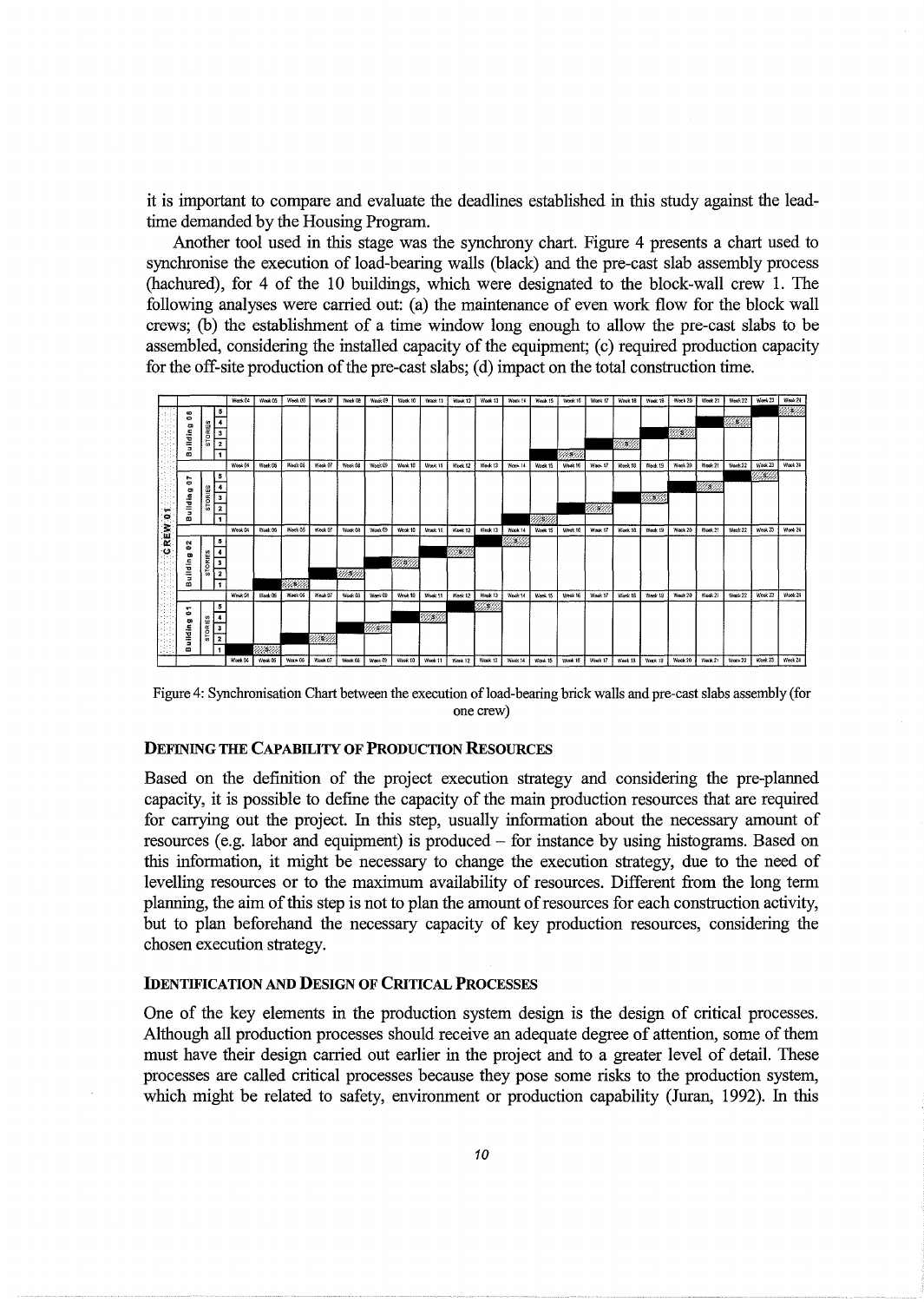it is important to compare and evaluate the deadlines established in this study against the lead-time demanded by the Housing Program.

Another tool used in this stage was the synchrony chart. Figure 4 presents a chart used to synchronise the execution of load-bearing walls (black) and the pre-cast slab assembly process (hachured), for 4 of the 10 buildings, which were designated to the block-wall crew 1. The following analyses were carried out: (a) the maintenance of even work flow for the block wall crews; (b) the establishment of a time window long enough to allow the pre-cast slabs to be assembled, considering the installed capacity of the equipment; (c) required production capacity for the off-site production of the pre-cast slabs; (d) impact on the total construction time.

Figure 4: Synchronisation Chart between the execution of load-bearing brick walls and pre-cast slabs assembly (for one crew)

### DEFINING THE CAPABILITY OF PRODUCTION RESOURCES

Based on the definition of the project execution strategy and considering the pre-planned capacity, it is possible to define the capacity of the main production resources that are required for carrying out the project. In this step, usually information about the necessary amount of resources (e.g. labor and equipment) is produced – for instance by using histograms. Based on this information, it might be necessary to change the execution strategy, due to the need of levelling resources or to the maximum availability of resources. Different from the long term planning, the aim of this step is not to plan the amount of resources for each construction activity, but to plan beforehand the necessary capacity of key production resources, considering the chosen execution strategy.

### IDENTIFICATION AND DESIGN OF CRITICAL PROCESSES

One of the key elements in the production system design is the design of critical processes. Although all production processes should receive an adequate degree of attention, some of them must have their design carried out earlier in the project and to a greater level of detail. These processes are called critical processes because they pose some risks to the production system, which might be related to safety, environment or production capability (Juran, 1992). In this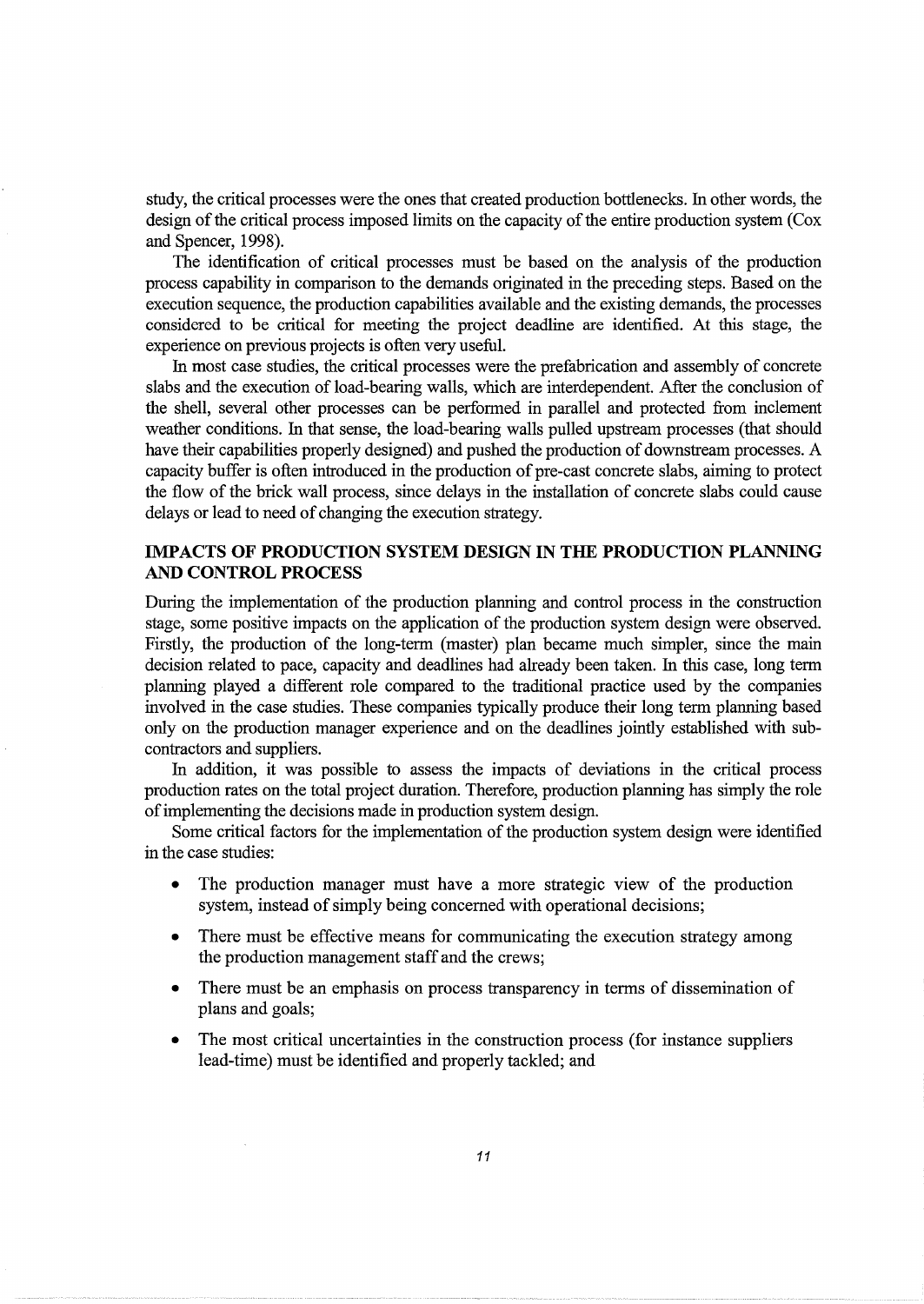study, the critical processes were the ones that created production bottlenecks. In other words, the design of the critical process imposed limits on the capacity of the entire production system (Cox and Spencer, 1998).

The identification of critical processes must be based on the analysis of the production process capability in comparison to the demands originated in the preceding steps. Based on the execution sequence, the production capabilities available and the existing demands, the processes considered to be critical for meeting the project deadline are identified. At this stage, the experience on previous projects is often very useful.

In most case studies, the critical processes were the prefabrication and assembly of concrete slabs and the execution of load-bearing walls, which are interdependent. After the conclusion of the shell, several other processes can be performed in parallel and protected from inclement weather conditions. In that sense, the load-bearing walls pulled upstream processes (that should have their capabilities properly designed) and pushed the production of downstream processes. A capacity buffer is often introduced in the production of pre-cast concrete slabs, aiming to protect the flow of the brick wall process, since delays in the installation of concrete slabs could cause delays or lead to need of changing the execution strategy.

## IMPACTS OF PRODUCTION SYSTEM DESIGN IN THE PRODUCTION PLANNING AND CONTROL PROCESS

During the implementation of the production planning and control process in the construction stage, some positive impacts on the application of the production system design were observed. Firstly, the production of the long-term (master) plan became much simpler, since the main decision related to pace, capacity and deadlines had already been taken. In this case, long term planning played a different role compared to the traditional practice used by the companies involved in the case studies. These companies typically produce their long term planning based only on the production manager experience and on the deadlines jointly established with sub-contractors and suppliers.

In addition, it was possible to assess the impacts of deviations in the critical process production rates on the total project duration. Therefore, production planning has simply the role of implementing the decisions made in production system design.

Some critical factors for the implementation of the production system design were identified in the case studies:

- The production manager must have a more strategic view of the production system, instead of simply being concerned with operational decisions;
- There must be effective means for communicating the execution strategy among the production management staff and the crews;
- There must be an emphasis on process transparency in terms of dissemination of plans and goals;
- The most critical uncertainties in the construction process (for instance suppliers lead-time) must be identified and properly tackled; and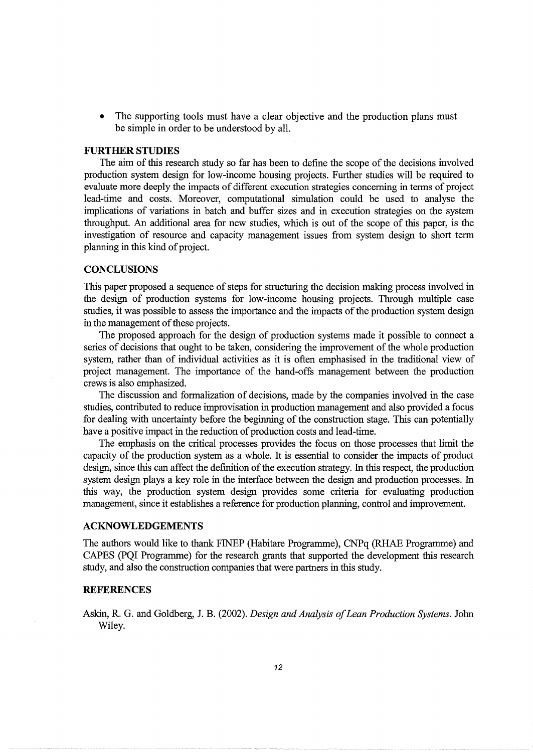- The supporting tools must have a clear objective and the production plans must be simple in order to be understood by all.

## FURTHER STUDIES

The aim of this research study so far has been to define the scope of the decisions involved production system design for low-income housing projects. Further studies will be required to evaluate more deeply the impacts of different execution strategies concerning in terms of project lead-time and costs. Moreover, computational simulation could be used to analyse the implications of variations in batch and buffer sizes and in execution strategies on the system throughput. An additional area for new studies, which is out of the scope of this paper, is the investigation of resource and capacity management issues from system design to short term planning in this kind of project.

## CONCLUSIONS

This paper proposed a sequence of steps for structuring the decision making process involved in the design of production systems for low-income housing projects. Through multiple case studies, it was possible to assess the importance and the impacts of the production system design in the management of these projects.

The proposed approach for the design of production systems made it possible to connect a series of decisions that ought to be taken, considering the improvement of the whole production system, rather than of individual activities as it is often emphasised in the traditional view of project management. The importance of the hand-offs management between the production crews is also emphasized.

The discussion and formalization of decisions, made by the companies involved in the case studies, contributed to reduce improvisation in production management and also provided a focus for dealing with uncertainty before the beginning of the construction stage. This can potentially have a positive impact in the reduction of production costs and lead-time.

The emphasis on the critical processes provides the focus on those processes that limit the capacity of the production system as a whole. It is essential to consider the impacts of product design, since this can affect the definition of the execution strategy. In this respect, the production system design plays a key role in the interface between the design and production processes. In this way, the production system design provides some criteria for evaluating production management, since it establishes a reference for production planning, control and improvement.

## ACKNOWLEDGEMENTS

The authors would like to thank FINEP (Habitare Programme), CNPq (RHAE Programme) and CAPES (PQI Programme) for the research grants that supported the development this research study, and also the construction companies that were partners in this study.

## REFERENCES

Askin, R. G. and Goldberg, J. B. (2002). *Design and Analysis of Lean Production Systems*. John Wiley.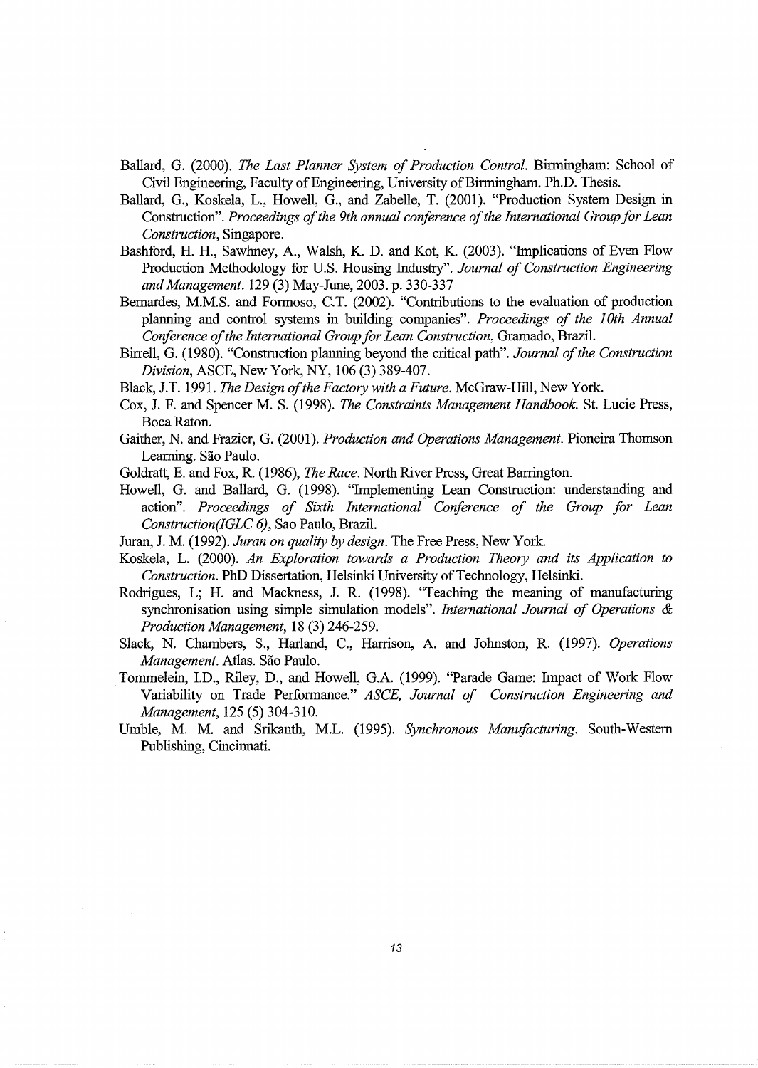Ballard, G. (2000). *The Last Planner System of Production Control*. Birmingham: School of Civil Engineering, Faculty of Engineering, University of Birmingham. Ph.D. Thesis.

Ballard, G., Koskela, L., Howell, G., and Zabelle, T. (2001). "Production System Design in Construction". *Proceedings of the 9th annual conference of the International Group for Lean Construction*, Singapore.

Bashford, H. H., Sawhney, A., Walsh, K. D. and Kot, K. (2003). "Implications of Even Flow Production Methodology for U.S. Housing Industry". *Journal of Construction Engineering and Management*. 129 (3) May-June, 2003. p. 330-337

Bernardes, M.M.S. and Formoso, C.T. (2002). "Contributions to the evaluation of production planning and control systems in building companies". *Proceedings of the 10th Annual Conference of the International Group for Lean Construction*, Gramado, Brazil.

Birrell, G. (1980). "Construction planning beyond the critical path". *Journal of the Construction Division*, ASCE, New York, NY, 106 (3) 389-407.

Black, J.T. 1991. *The Design of the Factory with a Future*. McGraw-Hill, New York.

Cox, J. F. and Spencer M. S. (1998). *The Constraints Management Handbook*. St. Lucie Press, Boca Raton.

Gaither, N. and Frazier, G. (2001). *Production and Operations Management*. Pioneira Thomson Learning. São Paulo.

Goldratt, E. and Fox, R. (1986), *The Race*. North River Press, Great Barrington.

Howell, G. and Ballard, G. (1998). "Implementing Lean Construction: understanding and action". *Proceedings of Sixth International Conference of the Group for Lean Construction(IGLC 6)*, Sao Paulo, Brazil.

Juran, J. M. (1992). *Juran on quality by design*. The Free Press, New York.

Koskela, L. (2000). *An Exploration towards a Production Theory and its Application to Construction*. PhD Dissertation, Helsinki University of Technology, Helsinki.

Rodrigues, L; H. and Mackness, J. R. (1998). "Teaching the meaning of manufacturing synchronisation using simple simulation models". *International Journal of Operations & Production Management*, 18 (3) 246-259.

Slack, N. Chambers, S., Harland, C., Harrison, A. and Johnston, R. (1997). *Operations Management*. Atlas. São Paulo.

Tommelein, I.D., Riley, D., and Howell, G.A. (1999). "Parade Game: Impact of Work Flow Variability on Trade Performance." *ASCE, Journal of Construction Engineering and Management*, 125 (5) 304-310.

Umble, M. M. and Srikanth, M.L. (1995). *Synchronous Manufacturing*. South-Western Publishing, Cincinnati.